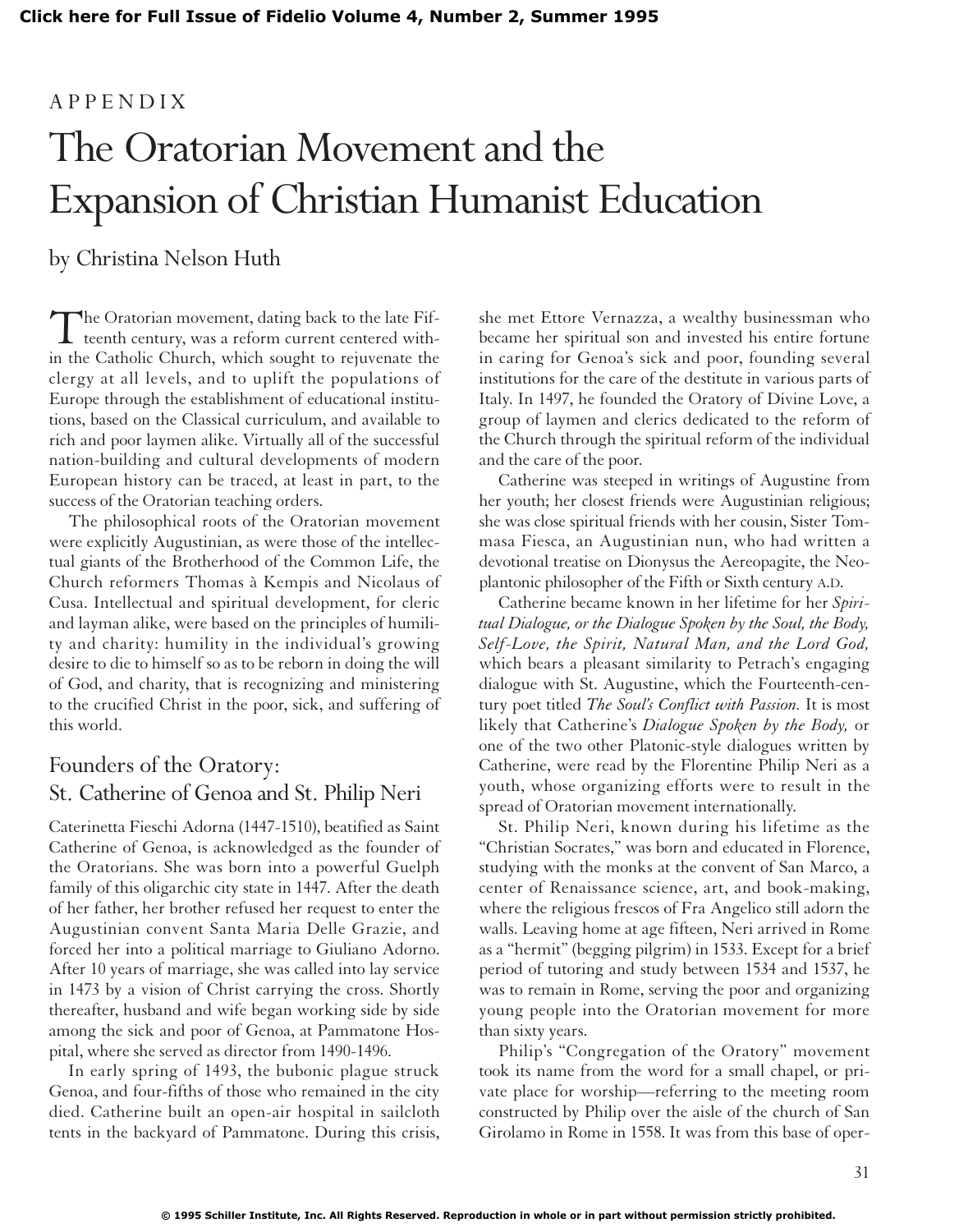APPENDIX

# The Oratorian Movement and the Expansion of Christian Humanist Education

by Christina Nelson Huth

The Oratorian movement, dating back to the late Fifteenth century, was a reform current centered within the Catholic Church, which sought to rejuvenate the clergy at all levels, and to uplift the populations of Europe through the establishment of educational institutions, based on the Classical curriculum, and available to rich and poor laymen alike. Virtually all of the successful nation-building and cultural developments of modern European history can be traced, at least in part, to the success of the Oratorian teaching orders.

The philosophical roots of the Oratorian movement were explicitly Augustinian, as were those of the intellectual giants of the Brotherhood of the Common Life, the Church reformers Thomas à Kempis and Nicolaus of Cusa. Intellectual and spiritual development, for cleric and layman alike, were based on the principles of humility and charity: humility in the individual's growing desire to die to himself so as to be reborn in doing the will of God, and charity, that is recognizing and ministering to the crucified Christ in the poor, sick, and suffering of this world.

## Founders of the Oratory: St. Catherine of Genoa and St. Philip Neri

Caterinetta Fieschi Adorna (1447-1510), beatified as Saint Catherine of Genoa, is acknowledged as the founder of the Oratorians. She was born into a powerful Guelph family of this oligarchic city state in 1447. After the death of her father, her brother refused her request to enter the Augustinian convent Santa Maria Delle Grazie, and forced her into a political marriage to Giuliano Adorno. After 10 years of marriage, she was called into lay service in 1473 by a vision of Christ carrying the cross. Shortly thereafter, husband and wife began working side by side among the sick and poor of Genoa, at Pammatone Hospital, where she served as director from 1490-1496.

In early spring of 1493, the bubonic plague struck Genoa, and four-fifths of those who remained in the city died. Catherine built an open-air hospital in sailcloth tents in the backyard of Pammatone. During this crisis, she met Ettore Vernazza, a wealthy businessman who became her spiritual son and invested his entire fortune in caring for Genoa's sick and poor, founding several institutions for the care of the destitute in various parts of Italy. In 1497, he founded the Oratory of Divine Love, a group of laymen and clerics dedicated to the reform of the Church through the spiritual reform of the individual and the care of the poor.

Catherine was steeped in writings of Augustine from her youth; her closest friends were Augustinian religious; she was close spiritual friends with her cousin, Sister Tommasa Fiesca, an Augustinian nun, who had written a devotional treatise on Dionysus the Aereopagite, the Neoplantonic philosopher of the Fifth or Sixth century A.D.

Catherine became known in her lifetime for her *Spiritual Dialogue, or the Dialogue Spoken by the Soul, the Body, Self-Love, the Spirit, Natural Man, and the Lord God,* which bears a pleasant similarity to Petrach's engaging dialogue with St. Augustine, which the Fourteenth-century poet titled *The Soul's Conflict with Passion.* It is most likely that Catherine's *Dialogue Spoken by the Body,* or one of the two other Platonic-style dialogues written by Catherine, were read by the Florentine Philip Neri as a youth, whose organizing efforts were to result in the spread of Oratorian movement internationally.

St. Philip Neri, known during his lifetime as the "Christian Socrates," was born and educated in Florence, studying with the monks at the convent of San Marco, a center of Renaissance science, art, and book-making, where the religious frescos of Fra Angelico still adorn the walls. Leaving home at age fifteen, Neri arrived in Rome as a "hermit" (begging pilgrim) in 1533. Except for a brief period of tutoring and study between 1534 and 1537, he was to remain in Rome, serving the poor and organizing young people into the Oratorian movement for more than sixty years.

Philip's "Congregation of the Oratory" movement took its name from the word for a small chapel, or private place for worship—referring to the meeting room constructed by Philip over the aisle of the church of San Girolamo in Rome in 1558. It was from this base of oper-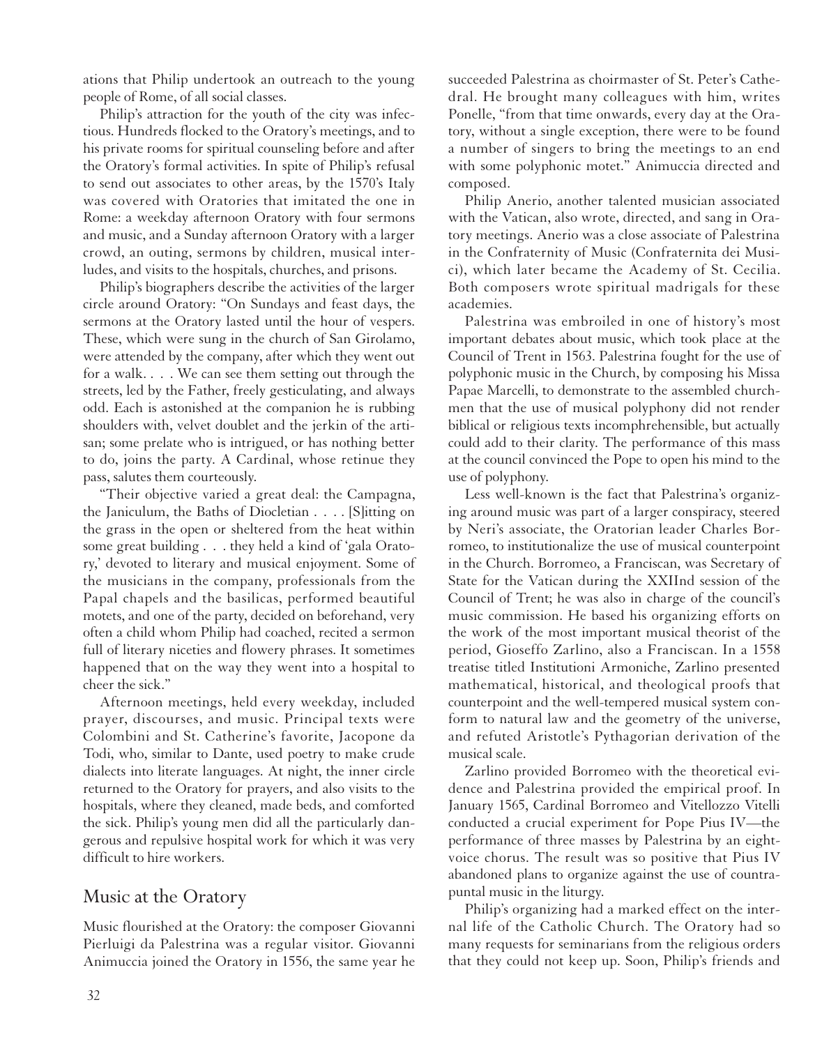ations that Philip undertook an outreach to the young people of Rome, of all social classes.

Philip's attraction for the youth of the city was infectious. Hundreds flocked to the Oratory's meetings, and to his private rooms for spiritual counseling before and after the Oratory's formal activities. In spite of Philip's refusal to send out associates to other areas, by the 1570's Italy was covered with Oratories that imitated the one in Rome: a weekday afternoon Oratory with four sermons and music, and a Sunday afternoon Oratory with a larger crowd, an outing, sermons by children, musical interludes, and visits to the hospitals, churches, and prisons.

Philip's biographers describe the activities of the larger circle around Oratory: "On Sundays and feast days, the sermons at the Oratory lasted until the hour of vespers. These, which were sung in the church of San Girolamo, were attended by the company, after which they went out for a walk. . . . We can see them setting out through the streets, led by the Father, freely gesticulating, and always odd. Each is astonished at the companion he is rubbing shoulders with, velvet doublet and the jerkin of the artisan; some prelate who is intrigued, or has nothing better to do, joins the party. A Cardinal, whose retinue they pass, salutes them courteously.

"Their objective varied a great deal: the Campagna, the Janiculum, the Baths of Diocletian . . . . [S]itting on the grass in the open or sheltered from the heat within some great building . . . they held a kind of 'gala Oratory,' devoted to literary and musical enjoyment. Some of the musicians in the company, professionals from the Papal chapels and the basilicas, performed beautiful motets, and one of the party, decided on beforehand, very often a child whom Philip had coached, recited a sermon full of literary niceties and flowery phrases. It sometimes happened that on the way they went into a hospital to cheer the sick."

Afternoon meetings, held every weekday, included prayer, discourses, and music. Principal texts were Colombini and St. Catherine's favorite, Jacopone da Todi, who, similar to Dante, used poetry to make crude dialects into literate languages. At night, the inner circle returned to the Oratory for prayers, and also visits to the hospitals, where they cleaned, made beds, and comforted the sick. Philip's young men did all the particularly dangerous and repulsive hospital work for which it was very difficult to hire workers.

## Music at the Oratory

Music flourished at the Oratory: the composer Giovanni Pierluigi da Palestrina was a regular visitor. Giovanni Animuccia joined the Oratory in 1556, the same year he succeeded Palestrina as choirmaster of St. Peter's Cathedral. He brought many colleagues with him, writes Ponelle, "from that time onwards, every day at the Oratory, without a single exception, there were to be found a number of singers to bring the meetings to an end with some polyphonic motet." Animuccia directed and composed.

Philip Anerio, another talented musician associated with the Vatican, also wrote, directed, and sang in Oratory meetings. Anerio was a close associate of Palestrina in the Confraternity of Music (Confraternita dei Musici), which later became the Academy of St. Cecilia. Both composers wrote spiritual madrigals for these academies.

Palestrina was embroiled in one of history's most important debates about music, which took place at the Council of Trent in 1563. Palestrina fought for the use of polyphonic music in the Church, by composing his Missa Papae Marcelli, to demonstrate to the assembled churchmen that the use of musical polyphony did not render biblical or religious texts incomphrehensible, but actually could add to their clarity. The performance of this mass at the council convinced the Pope to open his mind to the use of polyphony.

Less well-known is the fact that Palestrina's organizing around music was part of a larger conspiracy, steered by Neri's associate, the Oratorian leader Charles Borromeo, to institutionalize the use of musical counterpoint in the Church. Borromeo, a Franciscan, was Secretary of State for the Vatican during the XXIInd session of the Council of Trent; he was also in charge of the council's music commission. He based his organizing efforts on the work of the most important musical theorist of the period, Gioseffo Zarlino, also a Franciscan. In a 1558 treatise titled Institutioni Armoniche, Zarlino presented mathematical, historical, and theological proofs that counterpoint and the well-tempered musical system conform to natural law and the geometry of the universe, and refuted Aristotle's Pythagorian derivation of the musical scale.

Zarlino provided Borromeo with the theoretical evidence and Palestrina provided the empirical proof. In January 1565, Cardinal Borromeo and Vitellozzo Vitelli conducted a crucial experiment for Pope Pius IV—the performance of three masses by Palestrina by an eight-voice chorus. The result was so positive that Pius IV abandoned plans to organize against the use of contrapuntal music in the liturgy.

Philip's organizing had a marked effect on the internal life of the Catholic Church. The Oratory had so many requests for seminarians from the religious orders that they could not keep up. Soon, Philip's friends and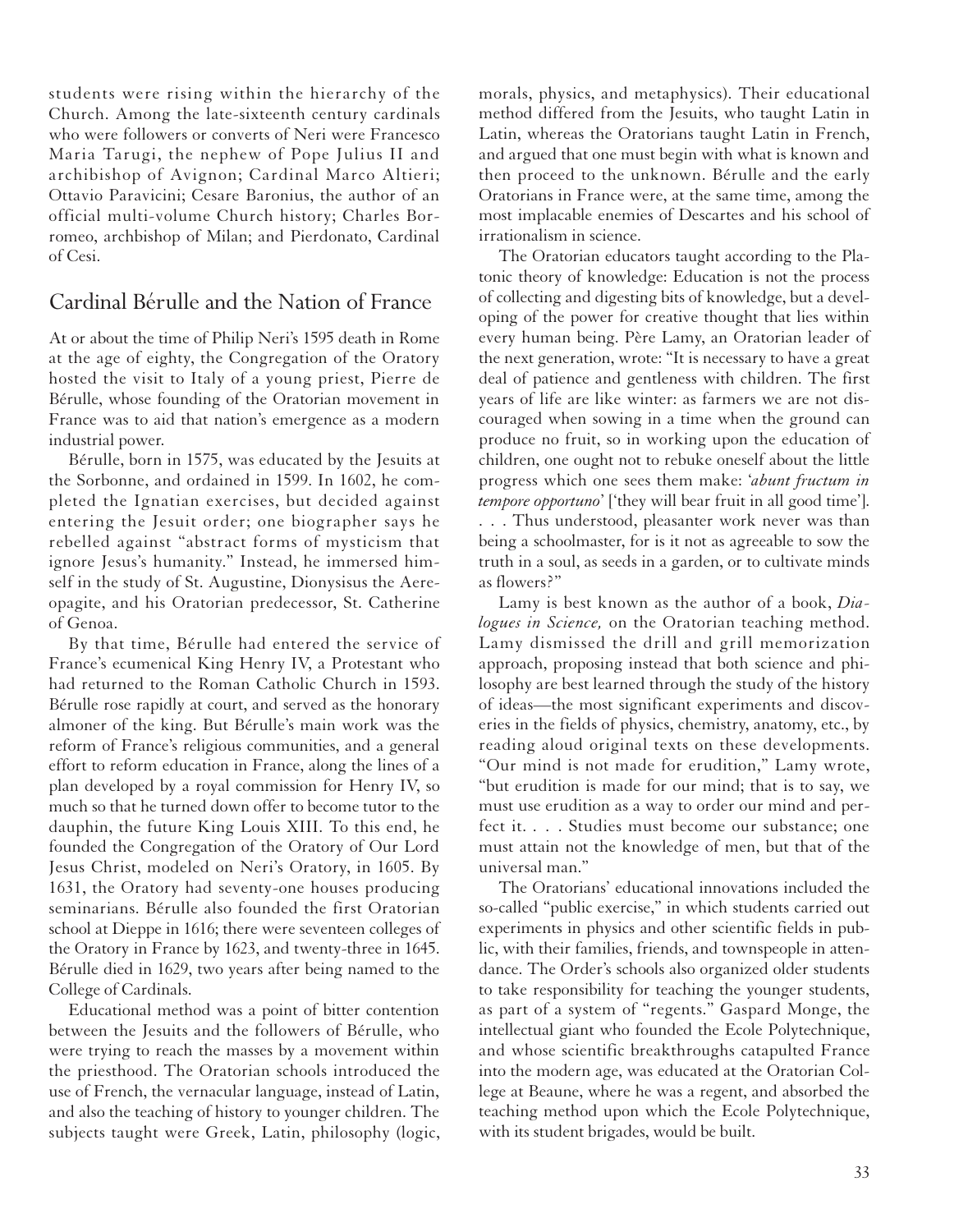students were rising within the hierarchy of the Church. Among the late-sixteenth century cardinals who were followers or converts of Neri were Francesco Maria Tarugi, the nephew of Pope Julius II and archibishop of Avignon; Cardinal Marco Altieri; Ottavio Paravicini; Cesare Baronius, the author of an official multi-volume Church history; Charles Borromeo, archbishop of Milan; and Pierdonato, Cardinal of Cesi.

## Cardinal Bérulle and the Nation of France

At or about the time of Philip Neri's 1595 death in Rome at the age of eighty, the Congregation of the Oratory hosted the visit to Italy of a young priest, Pierre de Bérulle, whose founding of the Oratorian movement in France was to aid that nation's emergence as a modern industrial power.

Bérulle, born in 1575, was educated by the Jesuits at the Sorbonne, and ordained in 1599. In 1602, he completed the Ignatian exercises, but decided against entering the Jesuit order; one biographer says he rebelled against "abstract forms of mysticism that ignore Jesus's humanity." Instead, he immersed himself in the study of St. Augustine, Dionysisus the Aereopagite, and his Oratorian predecessor, St. Catherine of Genoa.

By that time, Bérulle had entered the service of France's ecumenical King Henry IV, a Protestant who had returned to the Roman Catholic Church in 1593. Bérulle rose rapidly at court, and served as the honorary almoner of the king. But Bérulle's main work was the reform of France's religious communities, and a general effort to reform education in France, along the lines of a plan developed by a royal commission for Henry IV, so much so that he turned down offer to become tutor to the dauphin, the future King Louis XIII. To this end, he founded the Congregation of the Oratory of Our Lord Jesus Christ, modeled on Neri's Oratory, in 1605. By 1631, the Oratory had seventy-one houses producing seminarians. Bérulle also founded the first Oratorian school at Dieppe in 1616; there were seventeen colleges of the Oratory in France by 1623, and twenty-three in 1645. Bérulle died in 1629, two years after being named to the College of Cardinals.

Educational method was a point of bitter contention between the Jesuits and the followers of Bérulle, who were trying to reach the masses by a movement within the priesthood. The Oratorian schools introduced the use of French, the vernacular language, instead of Latin, and also the teaching of history to younger children. The subjects taught were Greek, Latin, philosophy (logic, morals, physics, and metaphysics). Their educational method differed from the Jesuits, who taught Latin in Latin, whereas the Oratorians taught Latin in French, and argued that one must begin with what is known and then proceed to the unknown. Bérulle and the early Oratorians in France were, at the same time, among the most implacable enemies of Descartes and his school of irrationalism in science.

The Oratorian educators taught according to the Platonic theory of knowledge: Education is not the process of collecting and digesting bits of knowledge, but a developing of the power for creative thought that lies within every human being. Père Lamy, an Oratorian leader of the next generation, wrote: "It is necessary to have a great deal of patience and gentleness with children. The first years of life are like winter: as farmers we are not discouraged when sowing in a time when the ground can produce no fruit, so in working upon the education of children, one ought not to rebuke oneself about the little progress which one sees them make: '*abunt fructum in tempore opportuno*' ['they will bear fruit in all good time']. . . . Thus understood, pleasanter work never was than being a schoolmaster, for is it not as agreeable to sow the truth in a soul, as seeds in a garden, or to cultivate minds as flowers?"

Lamy is best known as the author of a book, *Dialogues in Science,* on the Oratorian teaching method. Lamy dismissed the drill and grill memorization approach, proposing instead that both science and philosophy are best learned through the study of the history of ideas—the most significant experiments and discoveries in the fields of physics, chemistry, anatomy, etc., by reading aloud original texts on these developments. "Our mind is not made for erudition," Lamy wrote, "but erudition is made for our mind; that is to say, we must use erudition as a way to order our mind and perfect it. . . . Studies must become our substance; one must attain not the knowledge of men, but that of the universal man."

The Oratorians' educational innovations included the so-called "public exercise," in which students carried out experiments in physics and other scientific fields in public, with their families, friends, and townspeople in attendance. The Order's schools also organized older students to take responsibility for teaching the younger students, as part of a system of "regents." Gaspard Monge, the intellectual giant who founded the Ecole Polytechnique, and whose scientific breakthroughs catapulted France into the modern age, was educated at the Oratorian College at Beaune, where he was a regent, and absorbed the teaching method upon which the Ecole Polytechnique, with its student brigades, would be built.